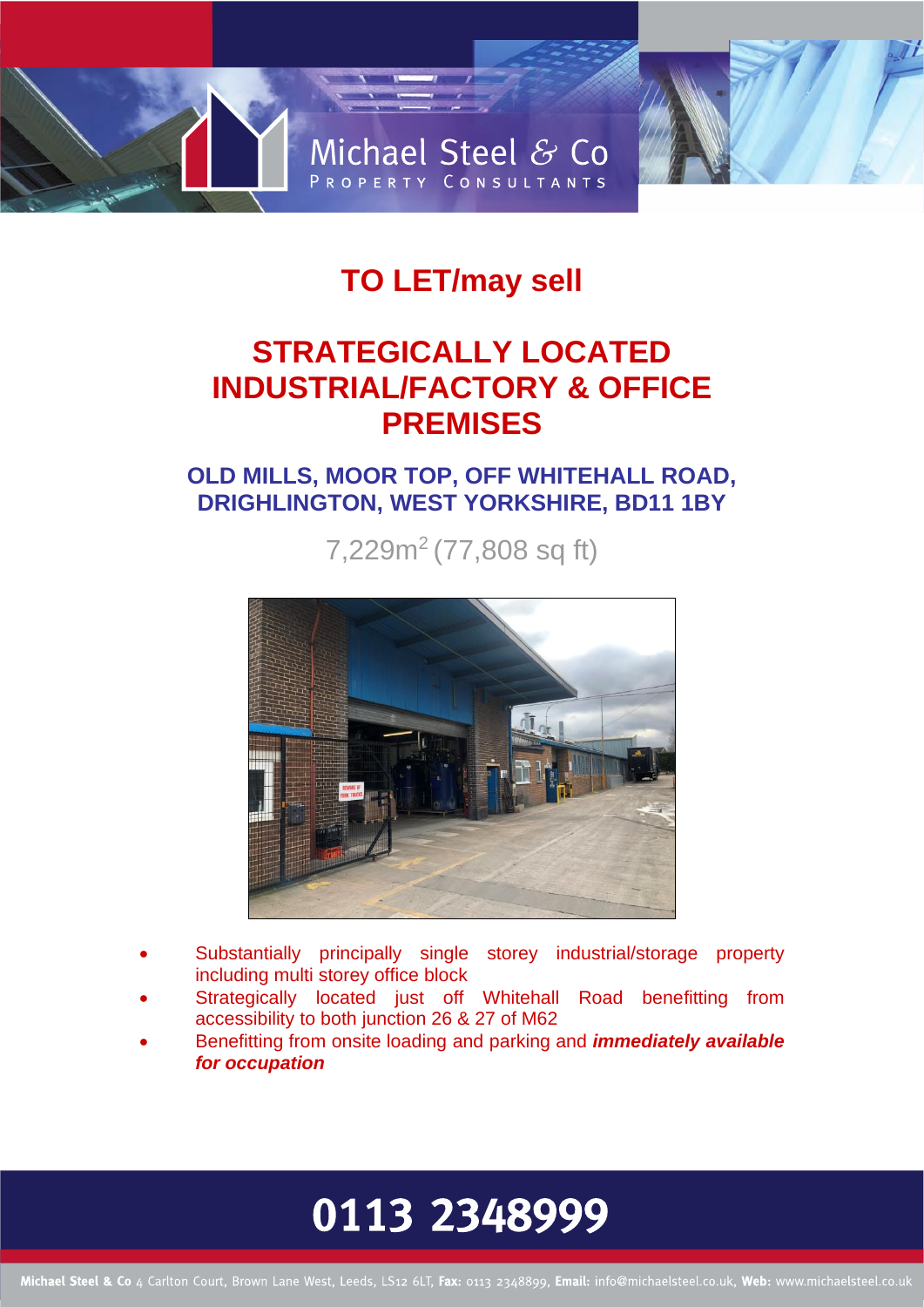Michael Steel & Co
PROPERTY CONSULTANTS

# TO LET/may sell

# STRATEGICALLY LOCATED INDUSTRIAL/FACTORY & OFFICE PREMISES

## OLD MILLS, MOOR TOP, OFF WHITEHALL ROAD, DRIGHLINGTON, WEST YORKSHIRE, BD11 1BY

7,229m$^2$ (77,808 sq ft)

- Substantially principally single storey industrial/storage property including multi storey office block
- Strategically located just off Whitehall Road benefitting from accessibility to both junction 26 & 27 of M62
- Benefitting from onsite loading and parking and ***immediately available for occupation***

# 0113 2348999

**Michael Steel & Co** 4 Carlton Court, Brown Lane West, Leeds, LS12 6LT, **Fax:** 0113 2348899, **Email:** info@michaelsteel.co.uk, **Web:** www.michaelsteel.co.uk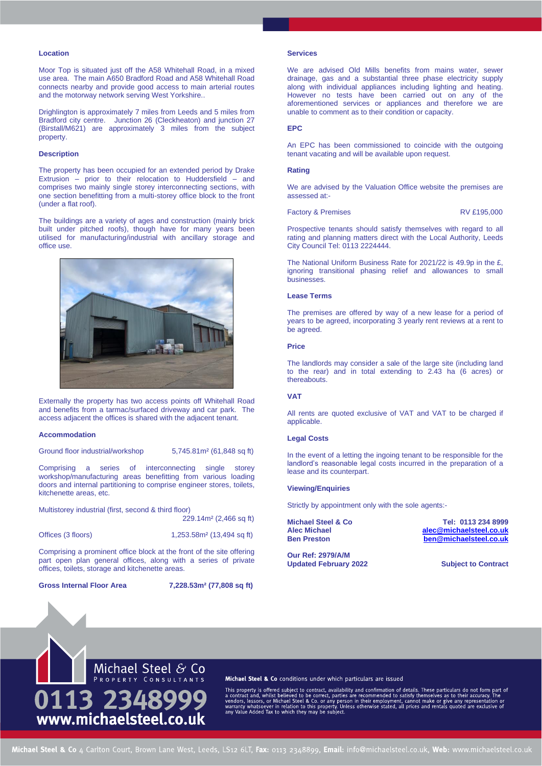### Location

Moor Top is situated just off the A58 Whitehall Road, in a mixed use area. The main A650 Bradford Road and A58 Whitehall Road connects nearby and provide good access to main arterial routes and the motorway network serving West Yorkshire..

Drighlington is approximately 7 miles from Leeds and 5 miles from Bradford city centre. Junction 26 (Cleckheaton) and junction 27 (Birstall/M621) are approximately 3 miles from the subject property.

### Description

The property has been occupied for an extended period by Drake Extrusion – prior to their relocation to Huddersfield – and comprises two mainly single storey interconnecting sections, with one section benefitting from a multi-storey office block to the front (under a flat roof).

The buildings are a variety of ages and construction (mainly brick built under pitched roofs), though have for many years been utilised for manufacturing/industrial with ancillary storage and office use.

Externally the property has two access points off Whitehall Road and benefits from a tarmac/surfaced driveway and car park. The access adjacent the offices is shared with the adjacent tenant.

### Accommodation

| | |
|---|---|
| Ground floor industrial/workshop | 5,745.81m² (61,848 sq ft) |

Comprising a series of interconnecting single storey workshop/manufacturing areas benefitting from various loading doors and internal partitioning to comprise engineer stores, toilets, kitchenette areas, etc.

| | |
|---|---|
| Multistorey industrial (first, second & third floor) | 229.14m² (2,466 sq ft) |
| Offices (3 floors) | 1,253.58m² (13,494 sq ft) |

Comprising a prominent office block at the front of the site offering part open plan general offices, along with a series of private offices, toilets, storage and kitchenette areas.

| | |
|---|---|
| **Gross Internal Floor Area** | **7,228.53m² (77,808 sq ft)** |

### Services

We are advised Old Mills benefits from mains water, sewer drainage, gas and a substantial three phase electricity supply along with individual appliances including lighting and heating. However no tests have been carried out on any of the aforementioned services or appliances and therefore we are unable to comment as to their condition or capacity.

### EPC

An EPC has been commissioned to coincide with the outgoing tenant vacating and will be available upon request.

### Rating

We are advised by the Valuation Office website the premises are assessed at:-

| | |
|---|---|
| Factory & Premises | RV £195,000 |

Prospective tenants should satisfy themselves with regard to all rating and planning matters direct with the Local Authority, Leeds City Council Tel: 0113 2224444.

The National Uniform Business Rate for 2021/22 is 49.9p in the £, ignoring transitional phasing relief and allowances to small businesses.

### Lease Terms

The premises are offered by way of a new lease for a period of years to be agreed, incorporating 3 yearly rent reviews at a rent to be agreed.

### Price

The landlords may consider a sale of the large site (including land to the rear) and in total extending to 2.43 ha (6 acres) or thereabouts.

### VAT

All rents are quoted exclusive of VAT and VAT to be charged if applicable.

### Legal Costs

In the event of a letting the ingoing tenant to be responsible for the landlord's reasonable legal costs incurred in the preparation of a lease and its counterpart.

### Viewing/Enquiries

Strictly by appointment only with the sole agents:-

**Michael Steel & Co** — **Tel: 0113 234 8999**
**Alec Michael** — **alec@michaelsteel.co.uk**
**Ben Preston** — **ben@michaelsteel.co.uk**

**Our Ref: 2979/A/M**
**Updated February 2022** — **Subject to Contract**

Michael Steel & Co
PROPERTY CONSULTANTS
0113 2348999
www.michaelsteel.co.uk

**Michael Steel & Co** conditions under which particulars are issued

This property is offered subject to contract, availability and confirmation of details. These particulars do not form part of a contract and, whilst believed to be correct, parties are recommended to satisfy themselves as to their accuracy. The vendors, lessors, or Michael Steel & Co. or any person in their employment, cannot make or give any representation or warranty whatsoever in relation to this property. Unless otherwise stated, all prices and rentals quoted are exclusive of any Value Added Tax to which they may be subject.

**Michael Steel & Co** 4 Carlton Court, Brown Lane West, Leeds, LS12 6LT, **Fax:** 0113 2348899, **Email:** info@michaelsteel.co.uk, **Web:** www.michaelsteel.co.uk